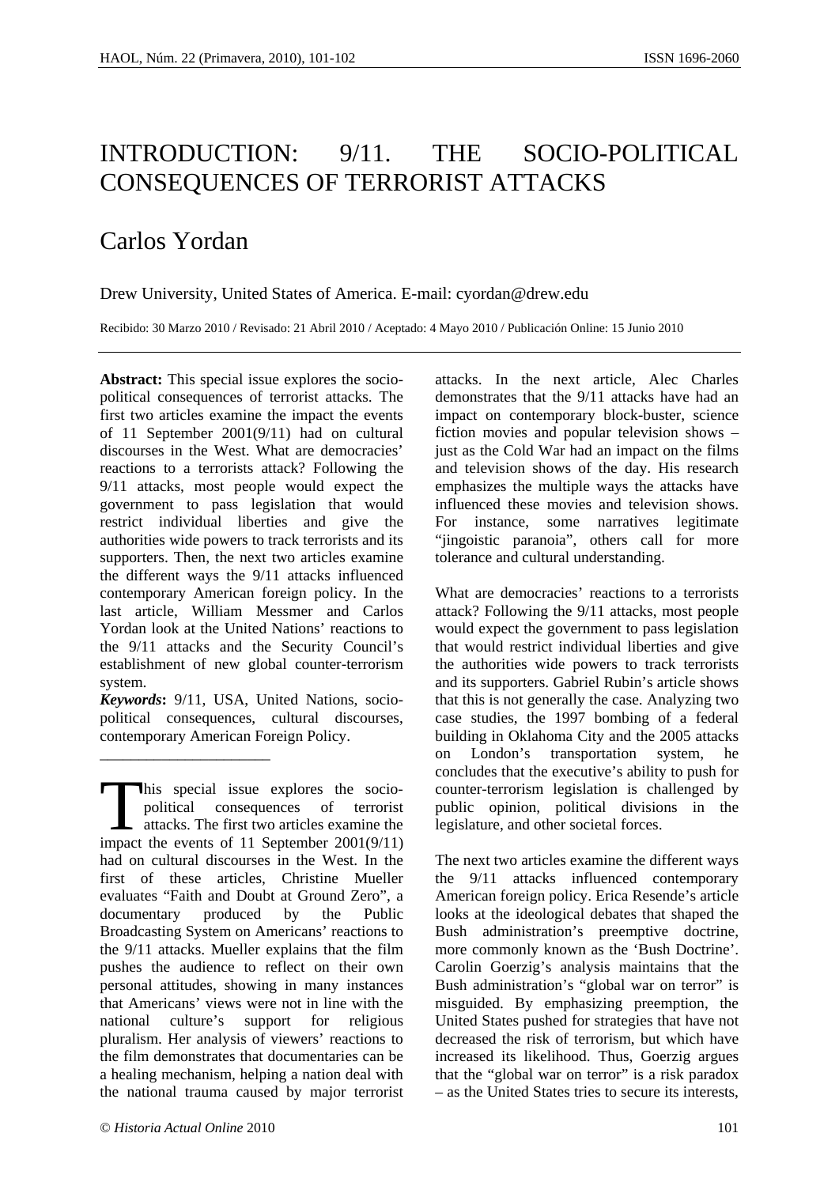# INTRODUCTION: 9/11. THE SOCIO-POLITICAL CONSEQUENCES OF TERRORIST ATTACKS

## Carlos Yordan

Drew University, United States of America. E-mail: cyordan@drew.edu

Recibido: 30 Marzo 2010 / Revisado: 21 Abril 2010 / Aceptado: 4 Mayo 2010 / Publicación Online: 15 Junio 2010

---

**Abstract:** This special issue explores the socio-political consequences of terrorist attacks. The first two articles examine the impact the events of 11 September 2001(9/11) had on cultural discourses in the West. What are democracies' reactions to a terrorists attack? Following the 9/11 attacks, most people would expect the government to pass legislation that would restrict individual liberties and give the authorities wide powers to track terrorists and its supporters. Then, the next two articles examine the different ways the 9/11 attacks influenced contemporary American foreign policy. In the last article, William Messmer and Carlos Yordan look at the United Nations' reactions to the 9/11 attacks and the Security Council's establishment of new global counter-terrorism system.

***Keywords*:** 9/11, USA, United Nations, socio-political consequences, cultural discourses, contemporary American Foreign Policy.

---

This special issue explores the socio-political consequences of terrorist attacks. The first two articles examine the impact the events of 11 September 2001(9/11) had on cultural discourses in the West. In the first of these articles, Christine Mueller evaluates "Faith and Doubt at Ground Zero", a documentary produced by the Public Broadcasting System on Americans' reactions to the 9/11 attacks. Mueller explains that the film pushes the audience to reflect on their own personal attitudes, showing in many instances that Americans' views were not in line with the national culture's support for religious pluralism. Her analysis of viewers' reactions to the film demonstrates that documentaries can be a healing mechanism, helping a nation deal with the national trauma caused by major terrorist attacks. In the next article, Alec Charles demonstrates that the 9/11 attacks have had an impact on contemporary block-buster, science fiction movies and popular television shows – just as the Cold War had an impact on the films and television shows of the day. His research emphasizes the multiple ways the attacks have influenced these movies and television shows. For instance, some narratives legitimate "jingoistic paranoia", others call for more tolerance and cultural understanding.

What are democracies' reactions to a terrorists attack? Following the 9/11 attacks, most people would expect the government to pass legislation that would restrict individual liberties and give the authorities wide powers to track terrorists and its supporters. Gabriel Rubin's article shows that this is not generally the case. Analyzing two case studies, the 1997 bombing of a federal building in Oklahoma City and the 2005 attacks on London's transportation system, he concludes that the executive's ability to push for counter-terrorism legislation is challenged by public opinion, political divisions in the legislature, and other societal forces.

The next two articles examine the different ways the 9/11 attacks influenced contemporary American foreign policy. Erica Resende's article looks at the ideological debates that shaped the Bush administration's preemptive doctrine, more commonly known as the 'Bush Doctrine'. Carolin Goerzig's analysis maintains that the Bush administration's "global war on terror" is misguided. By emphasizing preemption, the United States pushed for strategies that have not decreased the risk of terrorism, but which have increased its likelihood. Thus, Goerzig argues that the "global war on terror" is a risk paradox – as the United States tries to secure its interests,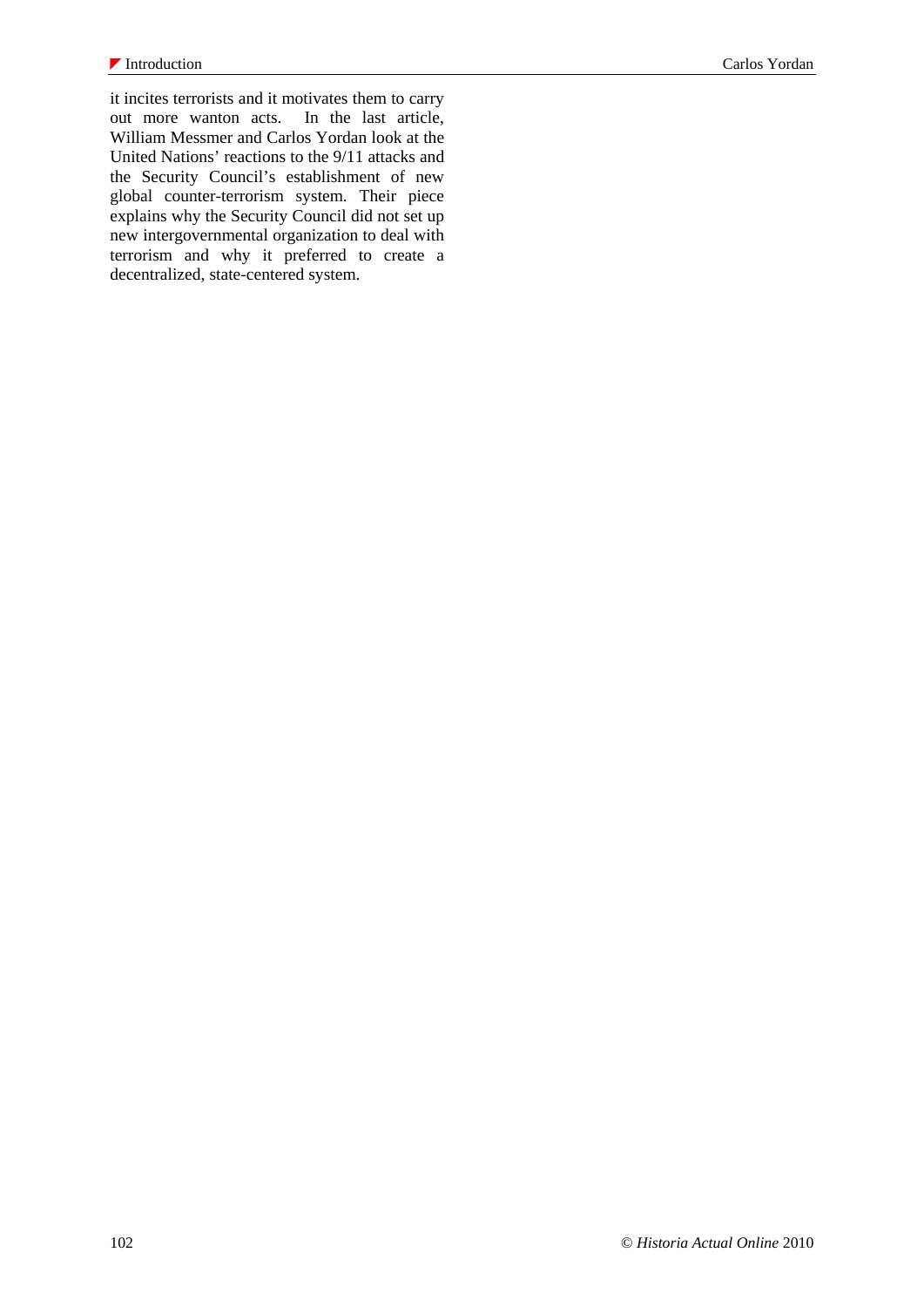it incites terrorists and it motivates them to carry out more wanton acts. In the last article, William Messmer and Carlos Yordan look at the United Nations' reactions to the 9/11 attacks and the Security Council's establishment of new global counter-terrorism system. Their piece explains why the Security Council did not set up new intergovernmental organization to deal with terrorism and why it preferred to create a decentralized, state-centered system.